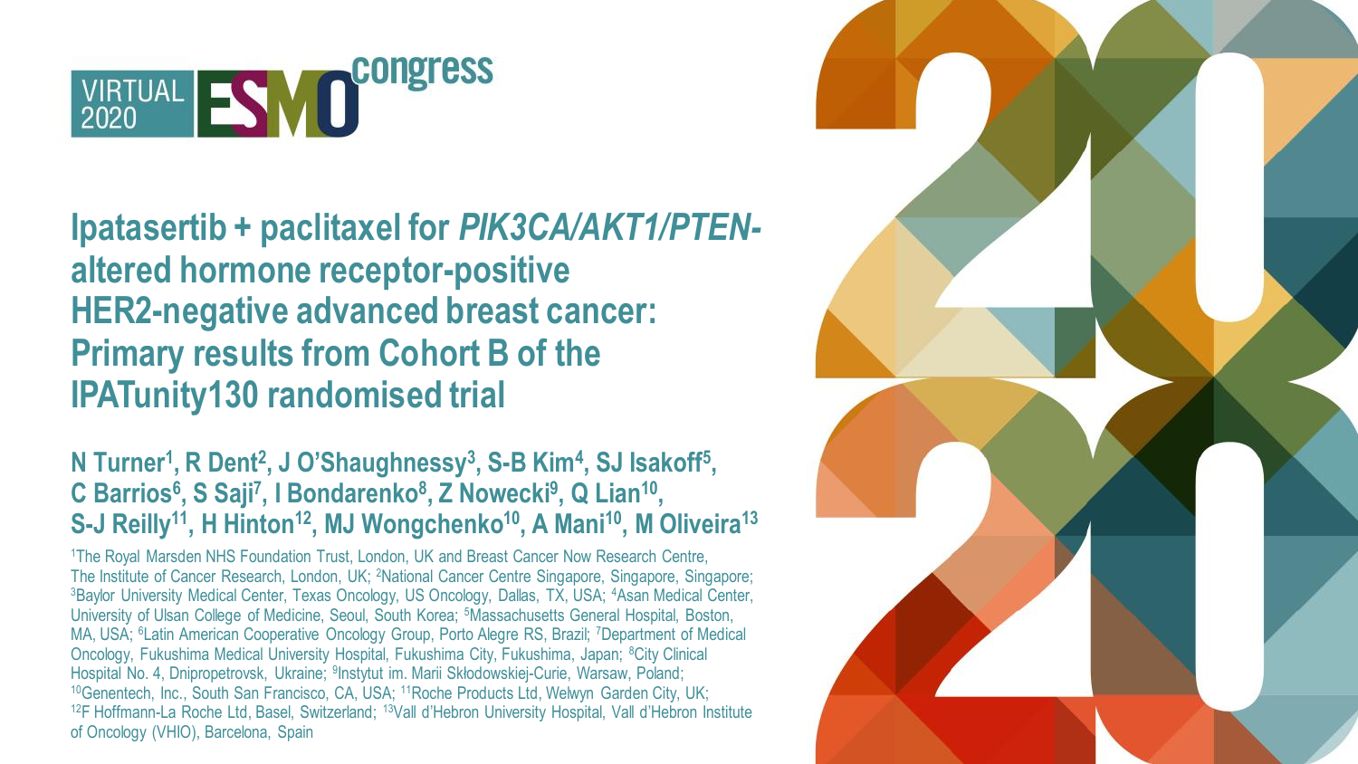VIRTUAL 2020 ESMO congress

# Ipatasertib + paclitaxel for *PIK3CA/AKT1/PTEN*-altered hormone receptor-positive HER2-negative advanced breast cancer: Primary results from Cohort B of the IPATunity130 randomised trial

**N Turner[1], R Dent[2], J O'Shaughnessy[3], S-B Kim[4], SJ Isakoff[5], C Barrios[6], S Saji[7], I Bondarenko[8], Z Nowecki[9], Q Lian[10], S-J Reilly[11], H Hinton[12], MJ Wongchenko[10], A Mani[10], M Oliveira[13]**

[1]The Royal Marsden NHS Foundation Trust, London, UK and Breast Cancer Now Research Centre, The Institute of Cancer Research, London, UK; [2]National Cancer Centre Singapore, Singapore, Singapore; [3]Baylor University Medical Center, Texas Oncology, US Oncology, Dallas, TX, USA; [4]Asan Medical Center, University of Ulsan College of Medicine, Seoul, South Korea; [5]Massachusetts General Hospital, Boston, MA, USA; [6]Latin American Cooperative Oncology Group, Porto Alegre RS, Brazil; [7]Department of Medical Oncology, Fukushima Medical University Hospital, Fukushima City, Fukushima, Japan; [8]City Clinical Hospital No. 4, Dnipropetrovsk, Ukraine; [9]Instytut im. Marii Skłodowskiej-Curie, Warsaw, Poland; [10]Genentech, Inc., South San Francisco, CA, USA; [11]Roche Products Ltd, Welwyn Garden City, UK; [12]F Hoffmann-La Roche Ltd, Basel, Switzerland; [13]Vall d'Hebron University Hospital, Vall d'Hebron Institute of Oncology (VHIO), Barcelona, Spain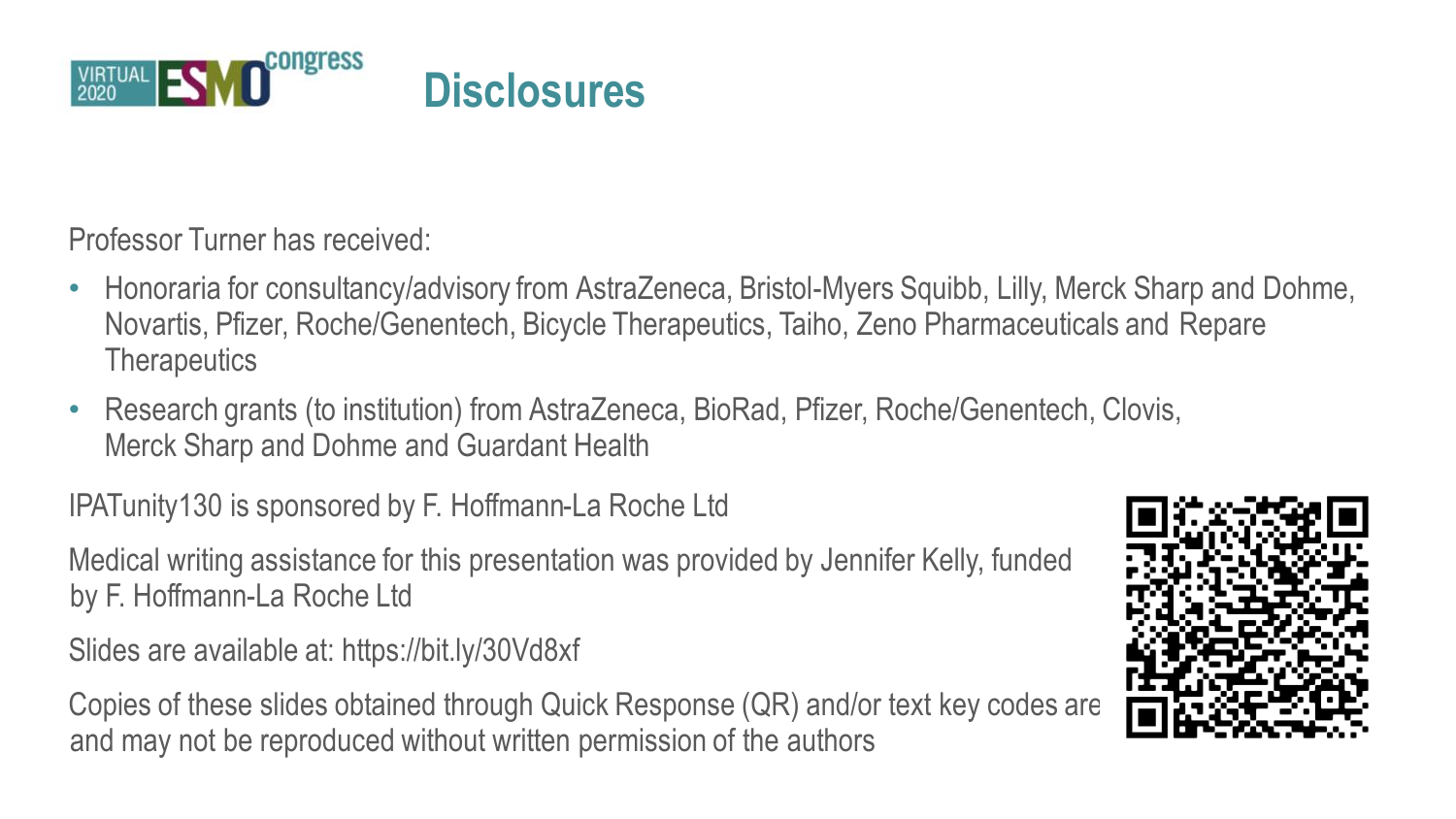# Disclosures

Professor Turner has received:

- Honoraria for consultancy/advisory from AstraZeneca, Bristol-Myers Squibb, Lilly, Merck Sharp and Dohme, Novartis, Pfizer, Roche/Genentech, Bicycle Therapeutics, Taiho, Zeno Pharmaceuticals and Repare Therapeutics
- Research grants (to institution) from AstraZeneca, BioRad, Pfizer, Roche/Genentech, Clovis, Merck Sharp and Dohme and Guardant Health

IPATunity130 is sponsored by F. Hoffmann-La Roche Ltd

Medical writing assistance for this presentation was provided by Jennifer Kelly, funded by F. Hoffmann-La Roche Ltd

Slides are available at: https://bit.ly/30Vd8xf

Copies of these slides obtained through Quick Response (QR) and/or text key codes are and may not be reproduced without written permission of the authors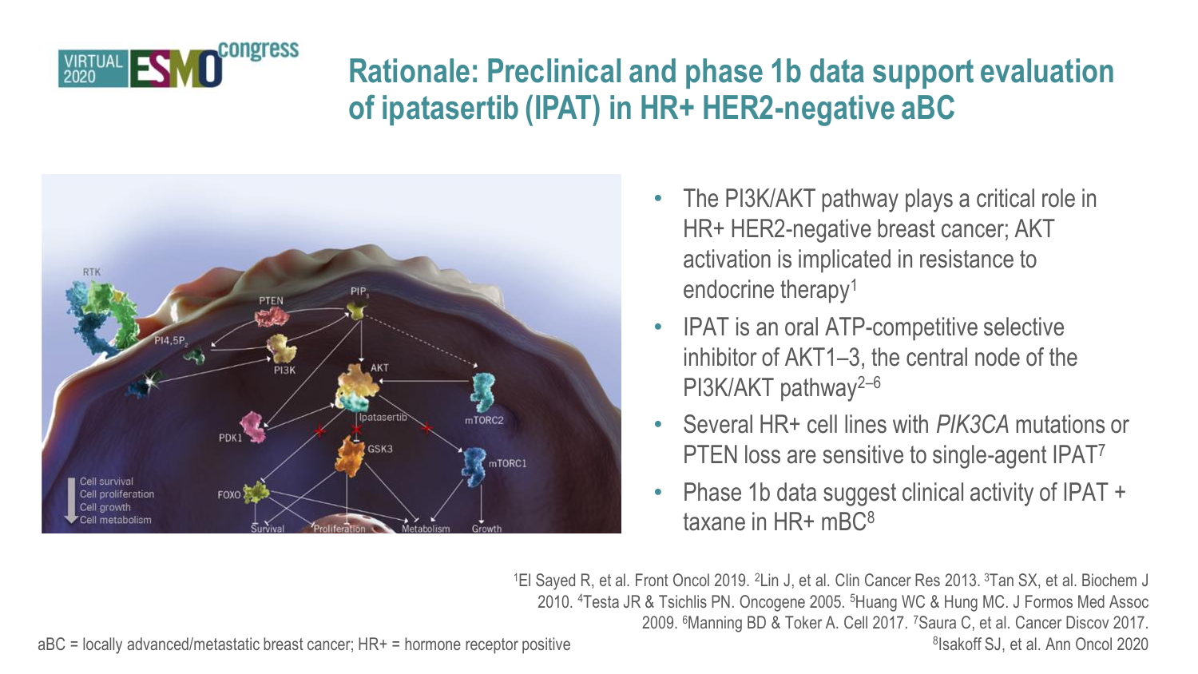# Rationale: Preclinical and phase 1b data support evaluation of ipatasertib (IPAT) in HR+ HER2-negative aBC

- The PI3K/AKT pathway plays a critical role in HR+ HER2-negative breast cancer; AKT activation is implicated in resistance to endocrine therapy[1]
- IPAT is an oral ATP-competitive selective inhibitor of AKT1–3, the central node of the PI3K/AKT pathway[2–6]
- Several HR+ cell lines with *PIK3CA* mutations or PTEN loss are sensitive to single-agent IPAT[7]
- Phase 1b data suggest clinical activity of IPAT + taxane in HR+ mBC[8]

[1]El Sayed R, et al. Front Oncol 2019. [2]Lin J, et al. Clin Cancer Res 2013. [3]Tan SX, et al. Biochem J 2010. [4]Testa JR & Tsichlis PN. Oncogene 2005. [5]Huang WC & Hung MC. J Formos Med Assoc 2009. [6]Manning BD & Toker A. Cell 2017. [7]Saura C, et al. Cancer Discov 2017. [8]Isakoff SJ, et al. Ann Oncol 2020

aBC = locally advanced/metastatic breast cancer; HR+ = hormone receptor positive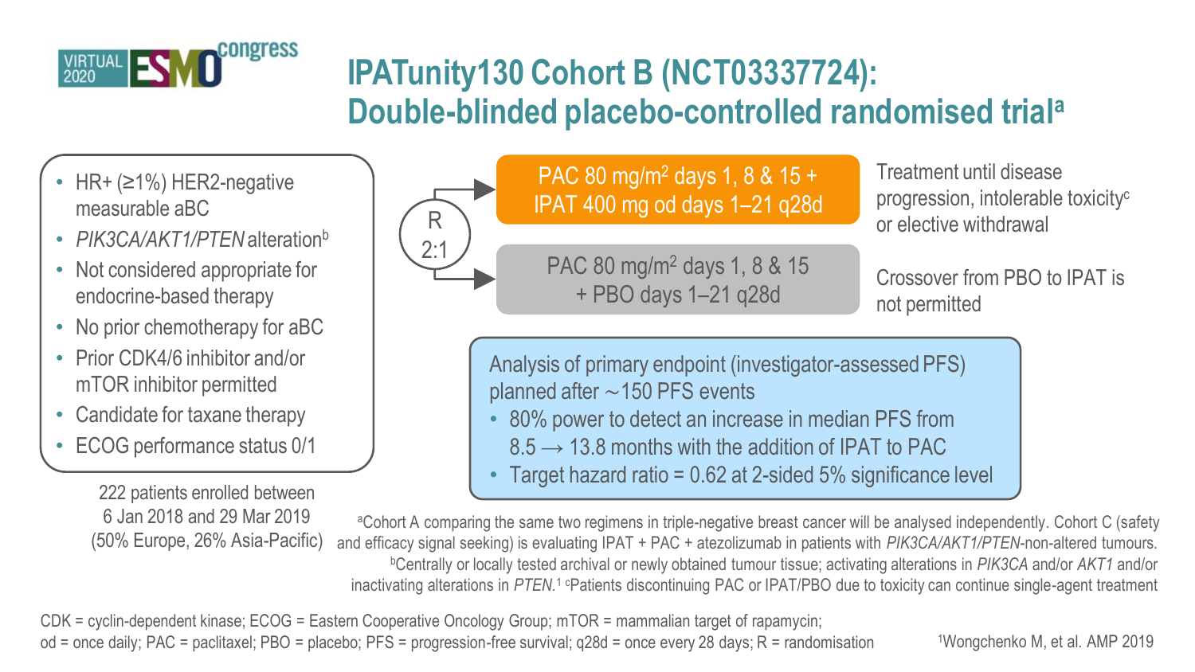# IPATunity130 Cohort B (NCT03337724): Double-blinded placebo-controlled randomised trial[a]

- HR+ (≥1%) HER2-negative measurable aBC
- *PIK3CA/AKT1/PTEN* alteration[b]
- Not considered appropriate for endocrine-based therapy
- No prior chemotherapy for aBC
- Prior CDK4/6 inhibitor and/or mTOR inhibitor permitted
- Candidate for taxane therapy
- ECOG performance status 0/1

222 patients enrolled between 6 Jan 2018 and 29 Mar 2019 (50% Europe, 26% Asia-Pacific)

R 2:1

- PAC 80 mg/m$^2$ days 1, 8 & 15 + IPAT 400 mg od days 1–21 q28d
- PAC 80 mg/m$^2$ days 1, 8 & 15 + PBO days 1–21 q28d

Treatment until disease progression, intolerable toxicity[c] or elective withdrawal

Crossover from PBO to IPAT is not permitted

Analysis of primary endpoint (investigator-assessed PFS) planned after ~150 PFS events

- 80% power to detect an increase in median PFS from 8.5 → 13.8 months with the addition of IPAT to PAC
- Target hazard ratio = 0.62 at 2-sided 5% significance level

[a]Cohort A comparing the same two regimens in triple-negative breast cancer will be analysed independently. Cohort C (safety and efficacy signal seeking) is evaluating IPAT + PAC + atezolizumab in patients with *PIK3CA/AKT1/PTEN*-non-altered tumours. [b]Centrally or locally tested archival or newly obtained tumour tissue; activating alterations in *PIK3CA* and/or *AKT1* and/or inactivating alterations in *PTEN*.[1] [c]Patients discontinuing PAC or IPAT/PBO due to toxicity can continue single-agent treatment

CDK = cyclin-dependent kinase; ECOG = Eastern Cooperative Oncology Group; mTOR = mammalian target of rapamycin; od = once daily; PAC = paclitaxel; PBO = placebo; PFS = progression-free survival; q28d = once every 28 days; R = randomisation

[1]Wongchenko M, et al. AMP 2019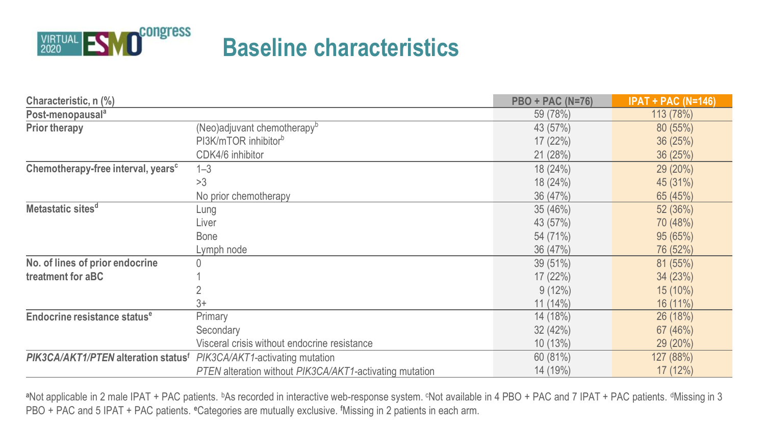# Baseline characteristics

| Characteristic, n (%) | | PBO + PAC (N=76) | IPAT + PAC (N=146) |
|---|---|---|---|
| **Post-menopausal**[a] | | 59 (78%) | 113 (78%) |
| **Prior therapy** | (Neo)adjuvant chemotherapy[b] | 43 (57%) | 80 (55%) |
| | PI3K/mTOR inhibitor[b] | 17 (22%) | 36 (25%) |
| | CDK4/6 inhibitor | 21 (28%) | 36 (25%) |
| **Chemotherapy-free interval, years**[c] | 1–3 | 18 (24%) | 29 (20%) |
| | >3 | 18 (24%) | 45 (31%) |
| | No prior chemotherapy | 36 (47%) | 65 (45%) |
| **Metastatic sites**[d] | Lung | 35 (46%) | 52 (36%) |
| | Liver | 43 (57%) | 70 (48%) |
| | Bone | 54 (71%) | 95 (65%) |
| | Lymph node | 36 (47%) | 76 (52%) |
| **No. of lines of prior endocrine treatment for aBC** | 0 | 39 (51%) | 81 (55%) |
| | 1 | 17 (22%) | 34 (23%) |
| | 2 | 9 (12%) | 15 (10%) |
| | 3+ | 11 (14%) | 16 (11%) |
| **Endocrine resistance status**[e] | Primary | 14 (18%) | 26 (18%) |
| | Secondary | 32 (42%) | 67 (46%) |
| | Visceral crisis without endocrine resistance | 10 (13%) | 29 (20%) |
| ***PIK3CA/AKT1/PTEN* alteration status**[f] | *PIK3CA/AKT1*-activating mutation | 60 (81%) | 127 (88%) |
| | *PTEN* alteration without *PIK3CA/AKT1*-activating mutation | 14 (19%) | 17 (12%) |

[a]Not applicable in 2 male IPAT + PAC patients. [b]As recorded in interactive web-response system. [c]Not available in 4 PBO + PAC and 7 IPAT + PAC patients. [d]Missing in 3 PBO + PAC and 5 IPAT + PAC patients. [e]Categories are mutually exclusive. [f]Missing in 2 patients in each arm.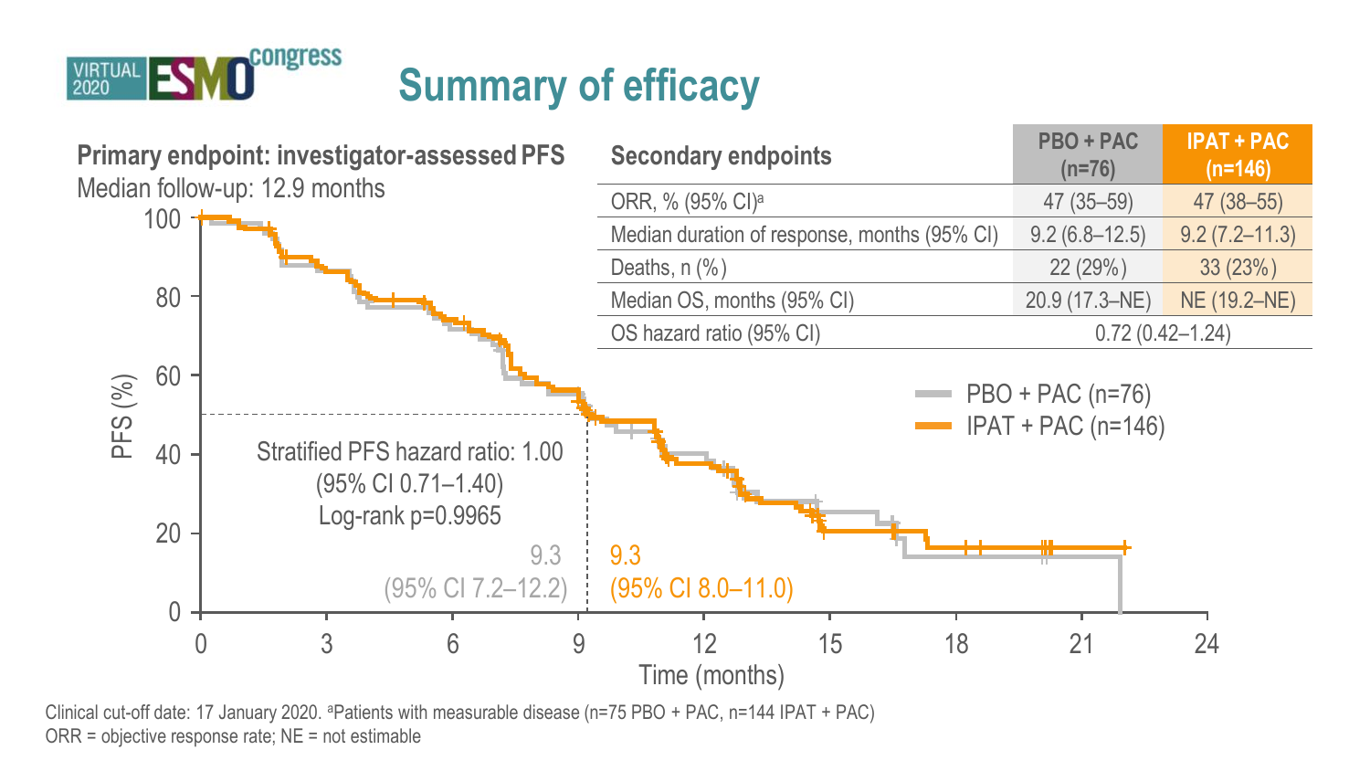# Summary of efficacy

**Primary endpoint: investigator-assessed PFS**

Median follow-up: 12.9 months

Stratified PFS hazard ratio: 1.00 (95% CI 0.71–1.40)
Log-rank p=0.9965

PBO + PAC (n=76): 9.3 (95% CI 7.2–12.2)

IPAT + PAC (n=146): 9.3 (95% CI 8.0–11.0)

| Secondary endpoints | PBO + PAC (n=76) | IPAT + PAC (n=146) |
|---|---|---|
| ORR, % (95% CI)[a] | 47 (35–59) | 47 (38–55) |
| Median duration of response, months (95% CI) | 9.2 (6.8–12.5) | 9.2 (7.2–11.3) |
| Deaths, n (%) | 22 (29%) | 33 (23%) |
| Median OS, months (95% CI) | 20.9 (17.3–NE) | NE (19.2–NE) |
| OS hazard ratio (95% CI) | 0.72 (0.42–1.24) | |

Clinical cut-off date: 17 January 2020. [a]Patients with measurable disease (n=75 PBO + PAC, n=144 IPAT + PAC)

ORR = objective response rate; NE = not estimable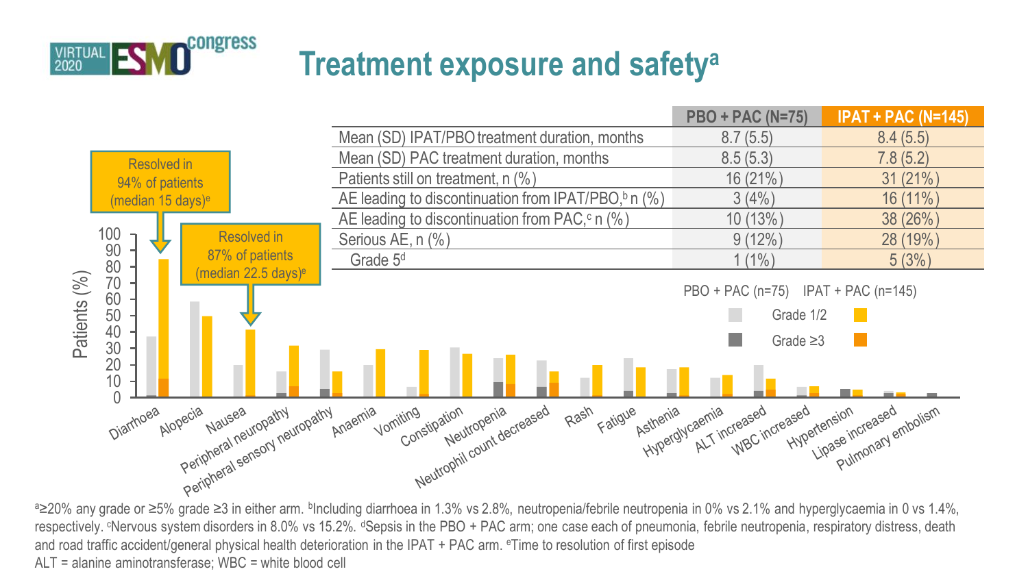# Treatment exposure and safety[a]

| | PBO + PAC (N=75) | IPAT + PAC (N=145) |
|---|---|---|
| Mean (SD) IPAT/PBO treatment duration, months | 8.7 (5.5) | 8.4 (5.5) |
| Mean (SD) PAC treatment duration, months | 8.5 (5.3) | 7.8 (5.2) |
| Patients still on treatment, n (%) | 16 (21%) | 31 (21%) |
| AE leading to discontinuation from IPAT/PBO,[b] n (%) | 3 (4%) | 16 (11%) |
| AE leading to discontinuation from PAC,[c] n (%) | 10 (13%) | 38 (26%) |
| Serious AE, n (%) | 9 (12%) | 28 (19%) |
| Grade 5[d] | 1 (1%) | 5 (3%) |

Resolved in 94% of patients (median 15 days)[e]

Resolved in 87% of patients (median 22.5 days)[e]

PBO + PAC (n=75) IPAT + PAC (n=145)

Grade 1/2

Grade ≥3

Patients (%)

Diarrhoea, Alopecia, Nausea, Peripheral neuropathy, Peripheral sensory neuropathy, Anaemia, Vomiting, Constipation, Neutropenia, Neutrophil count decreased, Rash, Fatigue, Asthenia, Hyperglycaemia, ALT increased, WBC increased, Hypertension, Lipase increased, Pulmonary embolism

[a]≥20% any grade or ≥5% grade ≥3 in either arm. [b]Including diarrhoea in 1.3% vs 2.8%, neutropenia/febrile neutropenia in 0% vs 2.1% and hyperglycaemia in 0 vs 1.4%, respectively. [c]Nervous system disorders in 8.0% vs 15.2%. [d]Sepsis in the PBO + PAC arm; one case each of pneumonia, febrile neutropenia, respiratory distress, death and road traffic accident/general physical health deterioration in the IPAT + PAC arm. [e]Time to resolution of first episode

ALT = alanine aminotransferase; WBC = white blood cell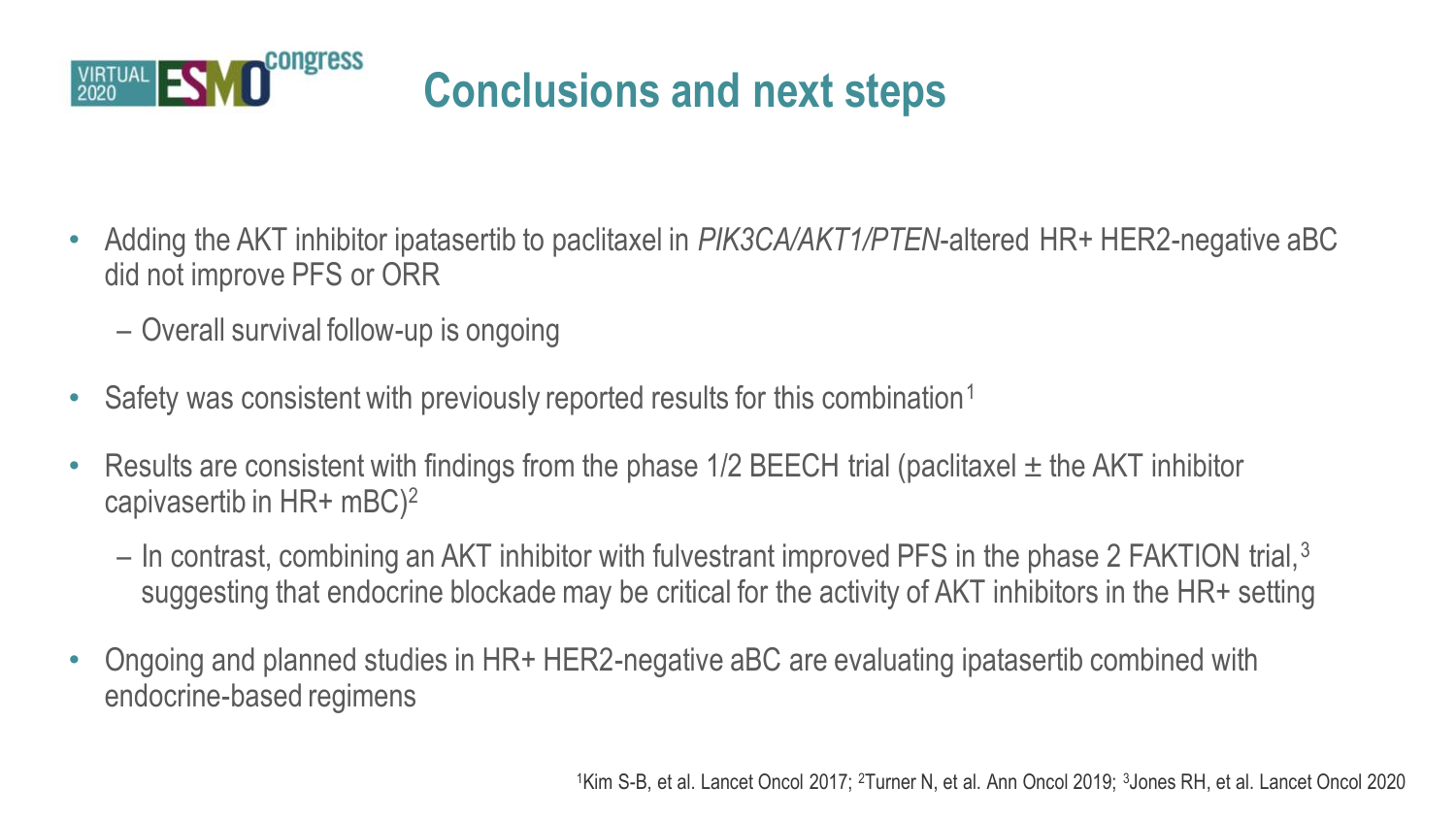# Conclusions and next steps

- Adding the AKT inhibitor ipatasertib to paclitaxel in *PIK3CA/AKT1/PTEN*-altered HR+ HER2-negative aBC did not improve PFS or ORR
  - Overall survival follow-up is ongoing
- Safety was consistent with previously reported results for this combination[1]
- Results are consistent with findings from the phase 1/2 BEECH trial (paclitaxel ± the AKT inhibitor capivasertib in HR+ mBC)[2]
  - In contrast, combining an AKT inhibitor with fulvestrant improved PFS in the phase 2 FAKTION trial,[3] suggesting that endocrine blockade may be critical for the activity of AKT inhibitors in the HR+ setting
- Ongoing and planned studies in HR+ HER2-negative aBC are evaluating ipatasertib combined with endocrine-based regimens

[1]Kim S-B, et al. Lancet Oncol 2017; [2]Turner N, et al. Ann Oncol 2019; [3]Jones RH, et al. Lancet Oncol 2020